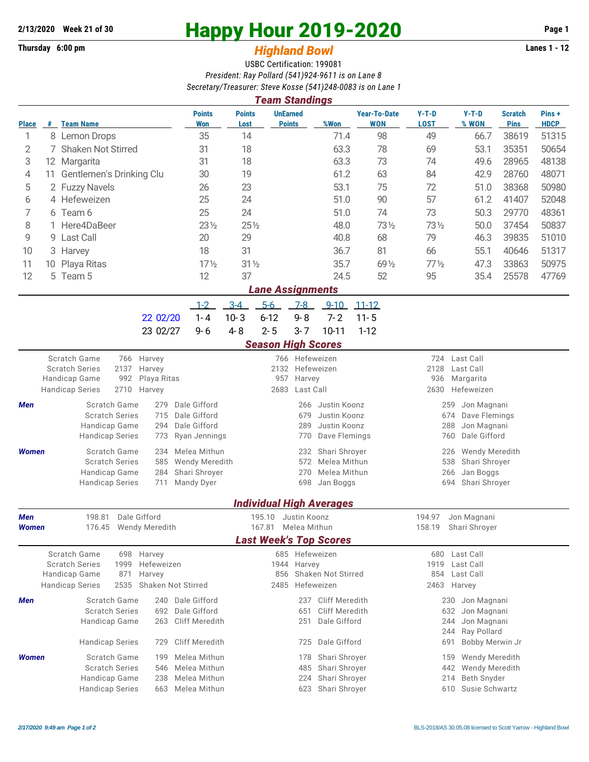**2/13/2020 Week 21 of 30**

# Happy Hour 2019-2020

**Thursday 6:00 pm**

## *Highland Bowl*

**Lanes 1 - 12**

USBC Certification: 199081

*President: Ray Pollard (541)924-9611 is on Lane 8*

*Secretary/Treasurer: Steve Kosse (541)248-0083 is on Lane 1*

### *Team Standings*

| Place | # | Team Name | Points Won | Points Lost | UnEarned Points | %Won | Year-To-Date WON | Y-T-D LOST | Y-T-D % WON | Scratch Pins | Pins + HDCP |
|---|---|---|---|---|---|---|---|---|---|---|---|
| 1 | 8 | Lemon Drops | 35 | 14 | | 71.4 | 98 | 49 | 66.7 | 38619 | 51315 |
| 2 | 7 | Shaken Not Stirred | 31 | 18 | | 63.3 | 78 | 69 | 53.1 | 35351 | 50654 |
| 3 | 12 | Margarita | 31 | 18 | | 63.3 | 73 | 74 | 49.6 | 28965 | 48138 |
| 4 | 11 | Gentlemen's Drinking Clu | 30 | 19 | | 61.2 | 63 | 84 | 42.9 | 28760 | 48071 |
| 5 | 2 | Fuzzy Navels | 26 | 23 | | 53.1 | 75 | 72 | 51.0 | 38368 | 50980 |
| 6 | 4 | Hefeweizen | 25 | 24 | | 51.0 | 90 | 57 | 61.2 | 41407 | 52048 |
| 7 | 6 | Team 6 | 25 | 24 | | 51.0 | 74 | 73 | 50.3 | 29770 | 48361 |
| 8 | 1 | Here4DaBeer | 23½ | 25½ | | 48.0 | 73½ | 73½ | 50.0 | 37454 | 50837 |
| 9 | 9 | Last Call | 20 | 29 | | 40.8 | 68 | 79 | 46.3 | 39835 | 51010 |
| 10 | 3 | Harvey | 18 | 31 | | 36.7 | 81 | 66 | 55.1 | 40646 | 51317 |
| 11 | 10 | Playa Ritas | 17½ | 31½ | | 35.7 | 69½ | 77½ | 47.3 | 33863 | 50975 |
| 12 | 5 | Team 5 | 12 | 37 | | 24.5 | 52 | 95 | 35.4 | 25578 | 47769 |

### *Lane Assignments*

| | 1-2 | 3-4 | 5-6 | 7-8 | 9-10 | 11-12 |
|---|---|---|---|---|---|---|
| 22 02/20 | 1- 4 | 10- 3 | 6-12 | 9- 8 | 7- 2 | 11- 5 |
| 23 02/27 | 9- 6 | 4- 8 | 2- 5 | 3- 7 | 10-11 | 1-12 |

### *Season High Scores*

| | | | | | | |
|---|---|---|---|---|---|---|
| Scratch Game | 766 | Harvey | 766 | Hefeweizen | 724 | Last Call |
| Scratch Series | 2137 | Harvey | 2132 | Hefeweizen | 2128 | Last Call |
| Handicap Game | 992 | Playa Ritas | 957 | Harvey | 936 | Margarita |
| Handicap Series | 2710 | Harvey | 2683 | Last Call | 2630 | Hefeweizen |

| | | | | | | | |
|---|---|---|---|---|---|---|---|
| ***Men*** | Scratch Game | 279 | Dale Gifford | 266 | Justin Koonz | 259 | Jon Magnani |
| | Scratch Series | 715 | Dale Gifford | 679 | Justin Koonz | 674 | Dave Flemings |
| | Handicap Game | 294 | Dale Gifford | 289 | Justin Koonz | 288 | Jon Magnani |
| | Handicap Series | 773 | Ryan Jennings | 770 | Dave Flemings | 760 | Dale Gifford |
| ***Women*** | Scratch Game | 234 | Melea Mithun | 232 | Shari Shroyer | 226 | Wendy Meredith |
| | Scratch Series | 585 | Wendy Meredith | 572 | Melea Mithun | 538 | Shari Shroyer |
| | Handicap Game | 284 | Shari Shroyer | 270 | Melea Mithun | 266 | Jan Boggs |
| | Handicap Series | 711 | Mandy Dyer | 698 | Jan Boggs | 694 | Shari Shroyer |

### *Individual High Averages*

| | | | | | | |
|---|---|---|---|---|---|---|
| ***Men*** | 198.81 | Dale Gifford | 195.10 | Justin Koonz | 194.97 | Jon Magnani |
| ***Women*** | 176.45 | Wendy Meredith | 167.81 | Melea Mithun | 158.19 | Shari Shroyer |

### *Last Week's Top Scores*

| | | | | | | |
|---|---|---|---|---|---|---|
| Scratch Game | 698 | Harvey | 685 | Hefeweizen | 680 | Last Call |
| Scratch Series | 1999 | Hefeweizen | 1944 | Harvey | 1919 | Last Call |
| Handicap Game | 871 | Harvey | 856 | Shaken Not Stirred | 854 | Last Call |
| Handicap Series | 2535 | Shaken Not Stirred | 2485 | Hefeweizen | 2463 | Harvey |

| | | | | | | | |
|---|---|---|---|---|---|---|---|
| ***Men*** | Scratch Game | 240 | Dale Gifford | 237 | Cliff Meredith | 230 | Jon Magnani |
| | Scratch Series | 692 | Dale Gifford | 651 | Cliff Meredith | 632 | Jon Magnani |
| | Handicap Game | 263 | Cliff Meredith | 251 | Dale Gifford | 244 | Jon Magnani |
| | | | | | | 244 | Ray Pollard |
| | Handicap Series | 729 | Cliff Meredith | 725 | Dale Gifford | 691 | Bobby Merwin Jr |
| ***Women*** | Scratch Game | 199 | Melea Mithun | 178 | Shari Shroyer | 159 | Wendy Meredith |
| | Scratch Series | 546 | Melea Mithun | 485 | Shari Shroyer | 442 | Wendy Meredith |
| | Handicap Game | 238 | Melea Mithun | 224 | Shari Shroyer | 214 | Beth Snyder |
| | Handicap Series | 663 | Melea Mithun | 623 | Shari Shroyer | 610 | Susie Schwartz |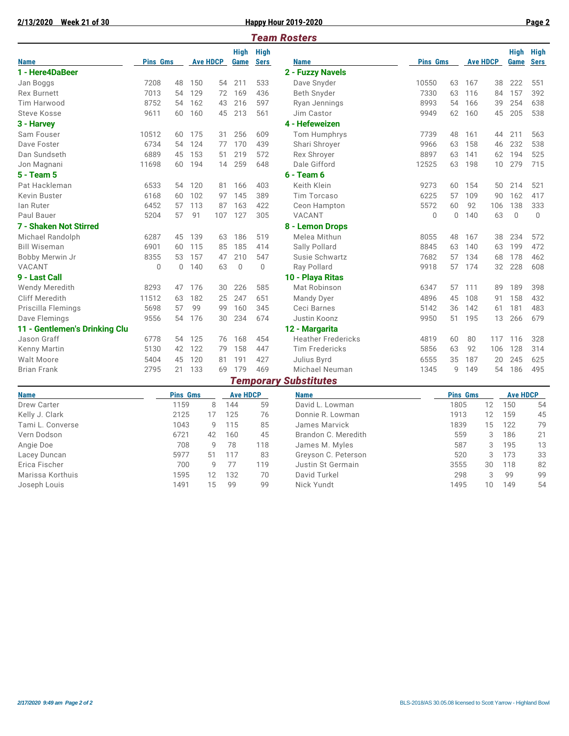## Team Rosters

| Name | Pins | Gms | Ave | HDCP | High Game | High Sers |
|---|---|---|---|---|---|---|
| **1 - Here4DaBeer** | | | | | | |
| Jan Boggs | 7208 | 48 | 150 | 54 | 211 | 533 |
| Rex Burnett | 7013 | 54 | 129 | 72 | 169 | 436 |
| Tim Harwood | 8752 | 54 | 162 | 43 | 216 | 597 |
| Steve Kosse | 9611 | 60 | 160 | 45 | 213 | 561 |
| **2 - Fuzzy Navels** | | | | | | |
| Dave Snyder | 10550 | 63 | 167 | 38 | 222 | 551 |
| Beth Snyder | 7330 | 63 | 116 | 84 | 157 | 392 |
| Ryan Jennings | 8993 | 54 | 166 | 39 | 254 | 638 |
| Jim Castor | 9949 | 62 | 160 | 45 | 205 | 538 |
| **3 - Harvey** | | | | | | |
| Sam Fouser | 10512 | 60 | 175 | 31 | 256 | 609 |
| Dave Foster | 6734 | 54 | 124 | 77 | 170 | 439 |
| Dan Sundseth | 6889 | 45 | 153 | 51 | 219 | 572 |
| Jon Magnani | 11698 | 60 | 194 | 14 | 259 | 648 |
| **4 - Hefeweizen** | | | | | | |
| Tom Humphrys | 7739 | 48 | 161 | 44 | 211 | 563 |
| Shari Shroyer | 9966 | 63 | 158 | 46 | 232 | 538 |
| Rex Shroyer | 8897 | 63 | 141 | 62 | 194 | 525 |
| Dale Gifford | 12525 | 63 | 198 | 10 | 279 | 715 |
| **5 - Team 5** | | | | | | |
| Pat Hackleman | 6533 | 54 | 120 | 81 | 166 | 403 |
| Kevin Buster | 6168 | 60 | 102 | 97 | 145 | 389 |
| Ian Ruter | 6452 | 57 | 113 | 87 | 163 | 422 |
| Paul Bauer | 5204 | 57 | 91 | 107 | 127 | 305 |
| **6 - Team 6** | | | | | | |
| Keith Klein | 9273 | 60 | 154 | 50 | 214 | 521 |
| Tim Torcaso | 6225 | 57 | 109 | 90 | 162 | 417 |
| Ceon Hampton | 5572 | 60 | 92 | 106 | 138 | 333 |
| VACANT | 0 | 0 | 140 | 63 | 0 | 0 |
| **7 - Shaken Not Stirred** | | | | | | |
| Michael Randolph | 6287 | 45 | 139 | 63 | 186 | 519 |
| Bill Wiseman | 6901 | 60 | 115 | 85 | 185 | 414 |
| Bobby Merwin Jr | 8355 | 53 | 157 | 47 | 210 | 547 |
| VACANT | 0 | 0 | 140 | 63 | 0 | 0 |
| **8 - Lemon Drops** | | | | | | |
| Melea Mithun | 8055 | 48 | 167 | 38 | 234 | 572 |
| Sally Pollard | 8845 | 63 | 140 | 63 | 199 | 472 |
| Susie Schwartz | 7682 | 57 | 134 | 68 | 178 | 462 |
| Ray Pollard | 9918 | 57 | 174 | 32 | 228 | 608 |
| **9 - Last Call** | | | | | | |
| Wendy Meredith | 8293 | 47 | 176 | 30 | 226 | 585 |
| Cliff Meredith | 11512 | 63 | 182 | 25 | 247 | 651 |
| Priscilla Flemings | 5698 | 57 | 99 | 99 | 160 | 345 |
| Dave Flemings | 9556 | 54 | 176 | 30 | 234 | 674 |
| **10 - Playa Ritas** | | | | | | |
| Mat Robinson | 6347 | 57 | 111 | 89 | 189 | 398 |
| Mandy Dyer | 4896 | 45 | 108 | 91 | 158 | 432 |
| Ceci Barnes | 5142 | 36 | 142 | 61 | 181 | 483 |
| Justin Koonz | 9950 | 51 | 195 | 13 | 266 | 679 |
| **11 - Gentlemen's Drinking Clu** | | | | | | |
| Jason Graff | 6778 | 54 | 125 | 76 | 168 | 454 |
| Kenny Martin | 5130 | 42 | 122 | 79 | 158 | 447 |
| Walt Moore | 5404 | 45 | 120 | 81 | 191 | 427 |
| Brian Frank | 2795 | 21 | 133 | 69 | 179 | 469 |
| **12 - Margarita** | | | | | | |
| Heather Fredericks | 4819 | 60 | 80 | 117 | 116 | 328 |
| Tim Fredericks | 5856 | 63 | 92 | 106 | 128 | 314 |
| Julius Byrd | 6555 | 35 | 187 | 20 | 245 | 625 |
| Michael Neuman | 1345 | 9 | 149 | 54 | 186 | 495 |

## Temporary Substitutes

| Name | Pins | Gms | Ave | HDCP |
|---|---|---|---|---|
| Drew Carter | 1159 | 8 | 144 | 59 |
| Kelly J. Clark | 2125 | 17 | 125 | 76 |
| Tami L. Converse | 1043 | 9 | 115 | 85 |
| Vern Dodson | 6721 | 42 | 160 | 45 |
| Angie Doe | 708 | 9 | 78 | 118 |
| Lacey Duncan | 5977 | 51 | 117 | 83 |
| Erica Fischer | 700 | 9 | 77 | 119 |
| Marissa Korthuis | 1595 | 12 | 132 | 70 |
| Joseph Louis | 1491 | 15 | 99 | 99 |
| David L. Lowman | 1805 | 12 | 150 | 54 |
| Donnie R. Lowman | 1913 | 12 | 159 | 45 |
| James Marvick | 1839 | 15 | 122 | 79 |
| Brandon C. Meredith | 559 | 3 | 186 | 21 |
| James M. Myles | 587 | 3 | 195 | 13 |
| Greyson C. Peterson | 520 | 3 | 173 | 33 |
| Justin St Germain | 3555 | 30 | 118 | 82 |
| David Turkel | 298 | 3 | 99 | 99 |
| Nick Yundt | 1495 | 10 | 149 | 54 |